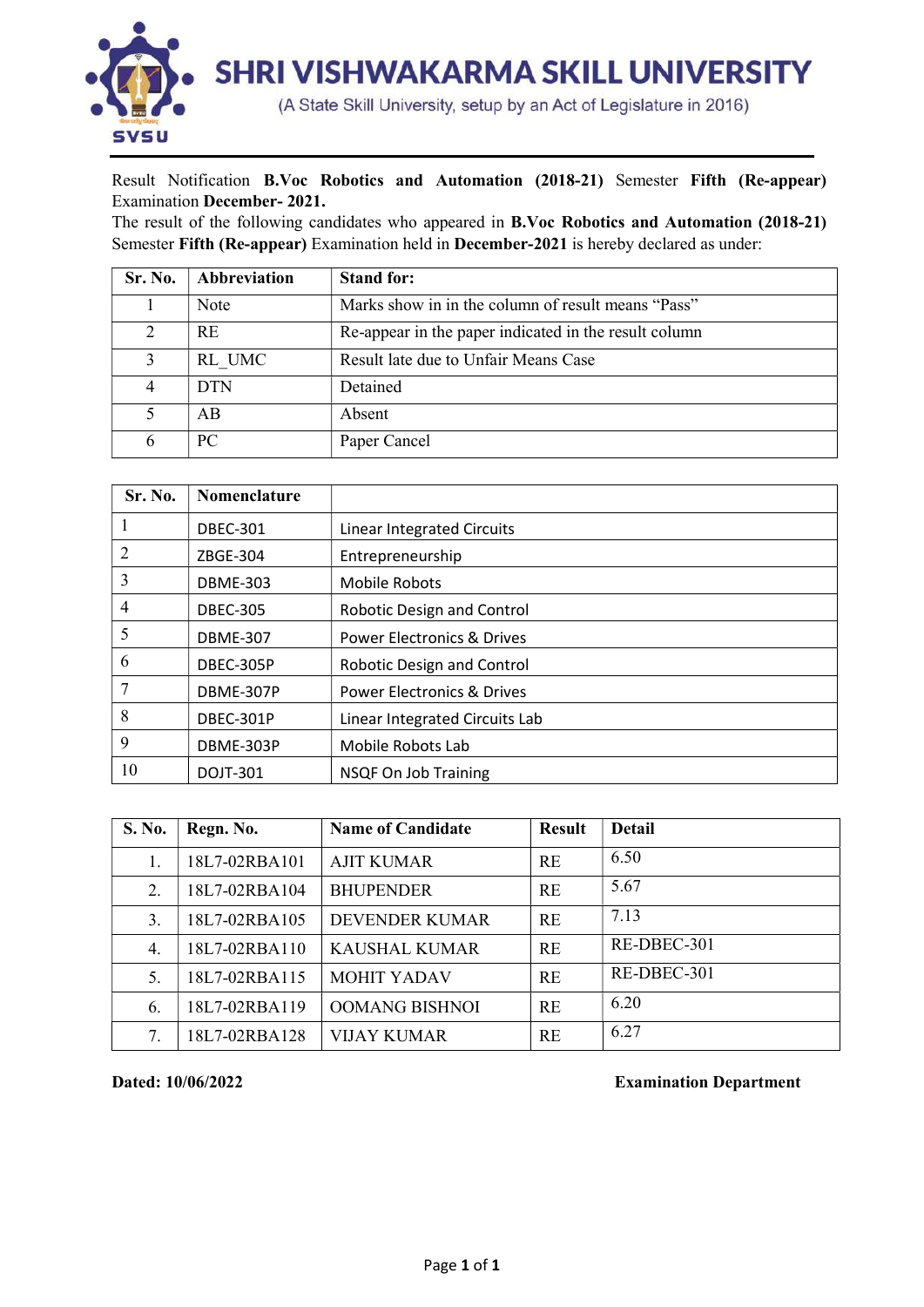# SHRI VISHWAKARMA SKILL UNIVERSITY

(A State Skill University, setup by an Act of Legislature in 2016)

Result Notification **B.Voc Robotics and Automation (2018-21)** Semester **Fifth (Re-appear)** Examination **December- 2021.**

The result of the following candidates who appeared in **B.Voc Robotics and Automation (2018-21)** Semester **Fifth (Re-appear)** Examination held in **December-2021** is hereby declared as under:

| Sr. No. | Abbreviation | Stand for: |
|---|---|---|
| 1 | Note | Marks show in in the column of result means "Pass" |
| 2 | RE | Re-appear in the paper indicated in the result column |
| 3 | RL_UMC | Result late due to Unfair Means Case |
| 4 | DTN | Detained |
| 5 | AB | Absent |
| 6 | PC | Paper Cancel |

| Sr. No. | Nomenclature | |
|---|---|---|
| 1 | DBEC-301 | Linear Integrated Circuits |
| 2 | ZBGE-304 | Entrepreneurship |
| 3 | DBME-303 | Mobile Robots |
| 4 | DBEC-305 | Robotic Design and Control |
| 5 | DBME-307 | Power Electronics & Drives |
| 6 | DBEC-305P | Robotic Design and Control |
| 7 | DBME-307P | Power Electronics & Drives |
| 8 | DBEC-301P | Linear Integrated Circuits Lab |
| 9 | DBME-303P | Mobile Robots Lab |
| 10 | DOJT-301 | NSQF On Job Training |

| S. No. | Regn. No. | Name of Candidate | Result | Detail |
|---|---|---|---|---|
| 1. | 18L7-02RBA101 | AJIT KUMAR | RE | 6.50 |
| 2. | 18L7-02RBA104 | BHUPENDER | RE | 5.67 |
| 3. | 18L7-02RBA105 | DEVENDER KUMAR | RE | 7.13 |
| 4. | 18L7-02RBA110 | KAUSHAL KUMAR | RE | RE-DBEC-301 |
| 5. | 18L7-02RBA115 | MOHIT YADAV | RE | RE-DBEC-301 |
| 6. | 18L7-02RBA119 | OOMANG BISHNOI | RE | 6.20 |
| 7. | 18L7-02RBA128 | VIJAY KUMAR | RE | 6.27 |

**Dated: 10/06/2022** **Examination Department**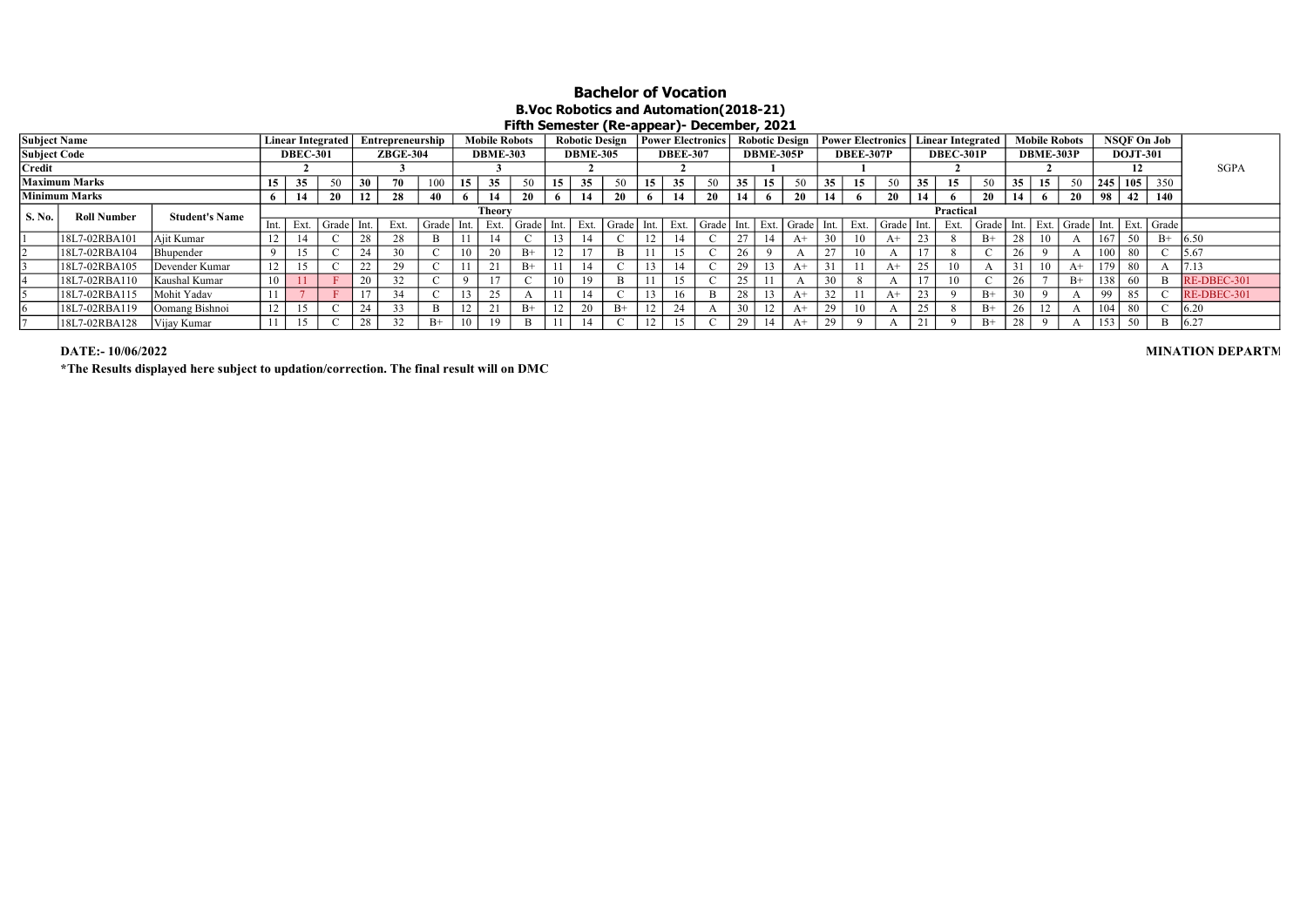# Bachelor of Vocation

## B.Voc Robotics and Automation(2018-21)

### Fifth Semester (Re-appear)- December, 2021

| Subject Name | | | Linear Integrated | | | Entrepreneurship | | | Mobile Robots | | | Robotic Design | | | Power Electronics | | | Robotic Design | | | Power Electronics | | | Linear Integrated | | | Mobile Robots | | | NSQF On Job | | | SGPA |
|---|---|---|---|---|---|---|---|---|---|---|---|---|---|---|---|---|---|---|---|---|---|---|---|---|---|---|---|---|---|---|---|---|---|
| Subject Code | | | DBEC-301 | | | ZBGE-304 | | | DBME-303 | | | DBME-305 | | | DBEE-307 | | | DBME-305P | | | DBEE-307P | | | DBEC-301P | | | DBME-303P | | | DOJT-301 | | | |
| Credit | | | 2 | | | 3 | | | 3 | | | 2 | | | 2 | | | 1 | | | 1 | | | 2 | | | 2 | | | 12 | | | |
| Maximum Marks | | | 15 | 35 | 50 | 30 | 70 | 100 | 15 | 35 | 50 | 15 | 35 | 50 | 15 | 35 | 50 | 35 | 15 | 50 | 35 | 15 | 50 | 35 | 15 | 50 | 35 | 15 | 50 | 245 | 105 | 350 | |
| Minimum Marks | | | 6 | 14 | 20 | 12 | 28 | 40 | 6 | 14 | 20 | 6 | 14 | 20 | 6 | 14 | 20 | 14 | 6 | 20 | 14 | 6 | 20 | 14 | 6 | 20 | 14 | 6 | 20 | 98 | 42 | 140 | |
| S. No. | Roll Number | Student's Name | Theory | | | | | | | | | | | | | | | Practical | | | | | | | | | | | | | | | |
| | | | Int. | Ext. | Grade | Int. | Ext. | Grade | Int. | Ext. | Grade | Int. | Ext. | Grade | Int. | Ext. | Grade | Int. | Ext. | Grade | Int. | Ext. | Grade | Int. | Ext. | Grade | Int. | Ext. | Grade | Int. | Ext. | Grade | |
| 1 | 18L7-02RBA101 | Ajit Kumar | 12 | 14 | C | 28 | 28 | B | 11 | 14 | C | 13 | 14 | C | 12 | 14 | C | 27 | 14 | A+ | 30 | 10 | A+ | 23 | 8 | B+ | 28 | 10 | A | 167 | 50 | B+ | 6.50 |
| 2 | 18L7-02RBA104 | Bhupender | 9 | 15 | C | 24 | 30 | C | 10 | 20 | B+ | 12 | 17 | B | 11 | 15 | C | 26 | 9 | A | 27 | 10 | A | 17 | 8 | C | 26 | 9 | A | 100 | 80 | C | 5.67 |
| 3 | 18L7-02RBA105 | Devender Kumar | 12 | 15 | C | 22 | 29 | C | 11 | 21 | B+ | 11 | 14 | C | 13 | 14 | C | 29 | 13 | A+ | 31 | 11 | A+ | 25 | 10 | A | 31 | 10 | A+ | 179 | 80 | A | 7.13 |
| 4 | 18L7-02RBA110 | Kaushal Kumar | 10 | 11 | F | 20 | 32 | C | 9 | 17 | C | 10 | 19 | B | 11 | 15 | C | 25 | 11 | A | 30 | 8 | A | 17 | 10 | C | 26 | 7 | B+ | 138 | 60 | B | RE-DBEC-301 |
| 5 | 18L7-02RBA115 | Mohit Yadav | 11 | 7 | F | 17 | 34 | C | 13 | 25 | A | 11 | 14 | C | 13 | 16 | B | 28 | 13 | A+ | 32 | 11 | A+ | 23 | 9 | B+ | 30 | 9 | A | 99 | 85 | C | RE-DBEC-301 |
| 6 | 18L7-02RBA119 | Oomang Bishnoi | 12 | 15 | C | 24 | 33 | B | 12 | 21 | B+ | 12 | 20 | B+ | 12 | 24 | A | 30 | 12 | A+ | 29 | 10 | A | 25 | 8 | B+ | 26 | 12 | A | 104 | 80 | C | 6.20 |
| 7 | 18L7-02RBA128 | Vijay Kumar | 11 | 15 | C | 28 | 32 | B+ | 10 | 19 | B | 11 | 14 | C | 12 | 15 | C | 29 | 14 | A+ | 29 | 9 | A | 21 | 9 | B+ | 28 | 9 | A | 153 | 50 | B | 6.27 |

**DATE:- 10/06/2022**

**MINATION DEPARTM**

**\*The Results displayed here subject to updation/correction. The final result will on DMC**